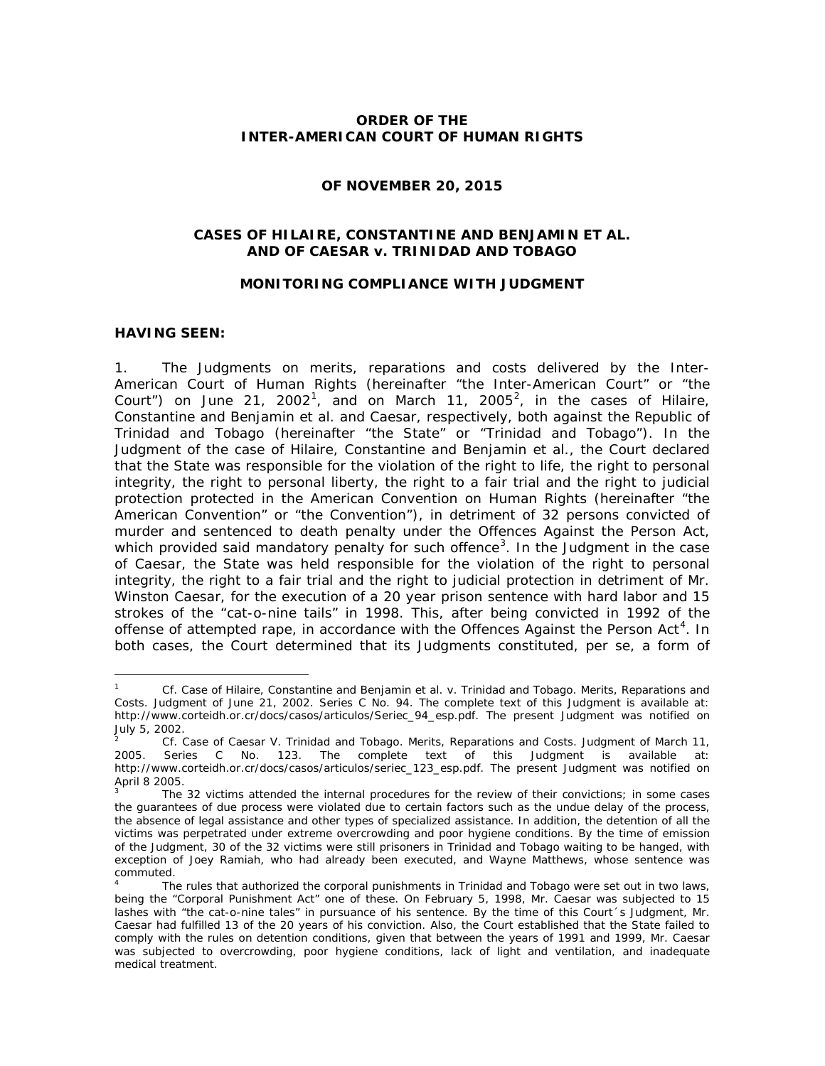**ORDER OF THE INTER-AMERICAN COURT OF HUMAN RIGHTS**

**OF NOVEMBER 20, 2015**

**CASES OF HILAIRE, CONSTANTINE AND BENJAMIN ET AL. AND OF CAESAR v. TRINIDAD AND TOBAGO**

**MONITORING COMPLIANCE WITH JUDGMENT**

**HAVING SEEN:**

1. The Judgments on merits, reparations and costs delivered by the Inter-American Court of Human Rights (hereinafter "the Inter-American Court" or "the Court") on June 21, 2002[1], and on March 11, 2005[2], in the cases of Hilaire, Constantine and Benjamin et al. and Caesar, respectively, both against the Republic of Trinidad and Tobago (hereinafter "the State" or "Trinidad and Tobago"). In the Judgment of the case of Hilaire, Constantine and Benjamin et al., the Court declared that the State was responsible for the violation of the right to life, the right to personal integrity, the right to personal liberty, the right to a fair trial and the right to judicial protection protected in the American Convention on Human Rights (hereinafter "the American Convention" or "the Convention"), in detriment of 32 persons convicted of murder and sentenced to death penalty under the Offences Against the Person Act, which provided said mandatory penalty for such offence[3]. In the Judgment in the case of Caesar, the State was held responsible for the violation of the right to personal integrity, the right to a fair trial and the right to judicial protection in detriment of Mr. Winston Caesar, for the execution of a 20 year prison sentence with hard labor and 15 strokes of the "cat-o-nine tails" in 1998. This, after being convicted in 1992 of the offense of attempted rape, in accordance with the Offences Against the Person Act[4]. In both cases, the Court determined that its Judgments constituted, per se, a form of

---

[1] Cf. Case of Hilaire, Constantine and Benjamin et al. v. Trinidad and Tobago. Merits, Reparations and Costs. Judgment of June 21, 2002. Series C No. 94. The complete text of this Judgment is available at: http://www.corteidh.or.cr/docs/casos/articulos/Seriec_94_esp.pdf. The present Judgment was notified on July 5, 2002.

[2] Cf. Case of Caesar V. Trinidad and Tobago. Merits, Reparations and Costs. Judgment of March 11, 2005. Series C No. 123. The complete text of this Judgment is available at: http://www.corteidh.or.cr/docs/casos/articulos/seriec_123_esp.pdf. The present Judgment was notified on April 8 2005.

[3] The 32 victims attended the internal procedures for the review of their convictions; in some cases the guarantees of due process were violated due to certain factors such as the undue delay of the process, the absence of legal assistance and other types of specialized assistance. In addition, the detention of all the victims was perpetrated under extreme overcrowding and poor hygiene conditions. By the time of emission of the Judgment, 30 of the 32 victims were still prisoners in Trinidad and Tobago waiting to be hanged, with exception of Joey Ramiah, who had already been executed, and Wayne Matthews, whose sentence was commuted.

[4] The rules that authorized the corporal punishments in Trinidad and Tobago were set out in two laws, being the "Corporal Punishment Act" one of these. On February 5, 1998, Mr. Caesar was subjected to 15 lashes with "the cat-o-nine tales" in pursuance of his sentence. By the time of this Court´s Judgment, Mr. Caesar had fulfilled 13 of the 20 years of his conviction. Also, the Court established that the State failed to comply with the rules on detention conditions, given that between the years of 1991 and 1999, Mr. Caesar was subjected to overcrowding, poor hygiene conditions, lack of light and ventilation, and inadequate medical treatment.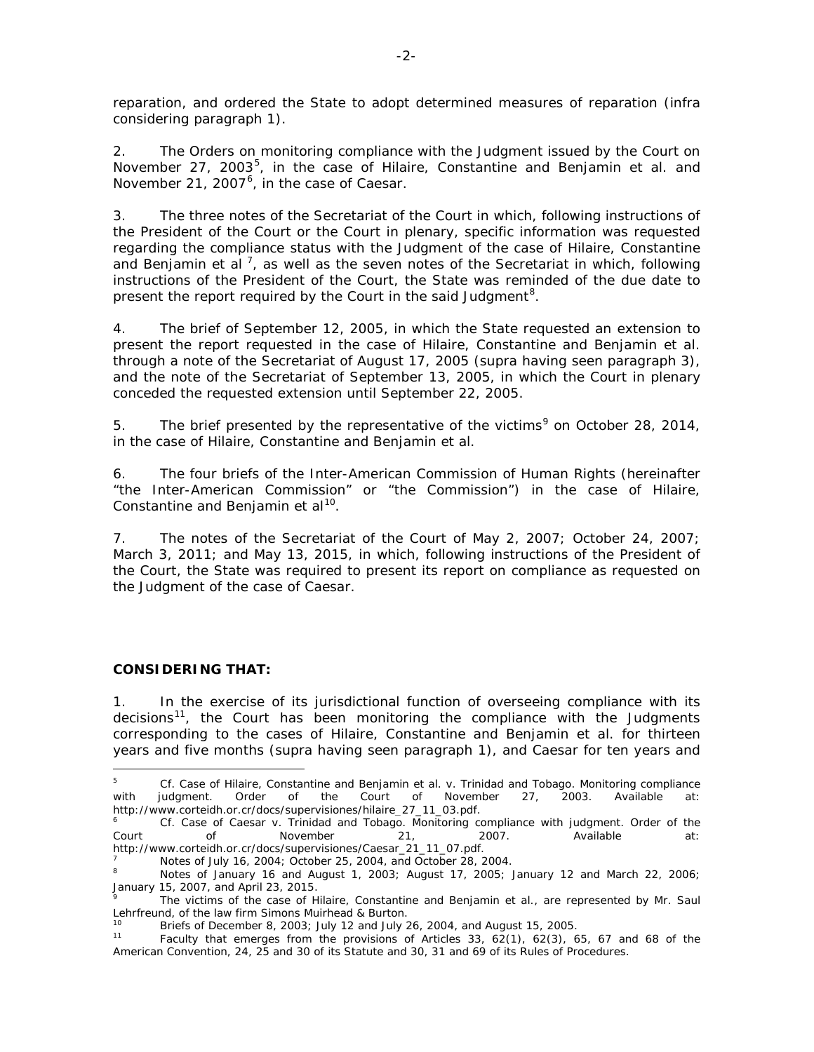reparation, and ordered the State to adopt determined measures of reparation (*infra* considering paragraph 1).

2. The Orders on monitoring compliance with the Judgment issued by the Court on November 27, 2003[5], in the case of Hilaire, Constantine and Benjamin et al. and November 21, 2007[6], in the case of Caesar.

3. The three notes of the Secretariat of the Court in which, following instructions of the President of the Court or the Court in plenary, specific information was requested regarding the compliance status with the Judgment of the case of Hilaire, Constantine and Benjamin et al [7], as well as the seven notes of the Secretariat in which, following instructions of the President of the Court, the State was reminded of the due date to present the report required by the Court in the said Judgment[8].

4. The brief of September 12, 2005, in which the State requested an extension to present the report requested in the case of Hilaire, Constantine and Benjamin et al. through a note of the Secretariat of August 17, 2005 (*supra* having seen paragraph 3), and the note of the Secretariat of September 13, 2005, in which the Court in plenary conceded the requested extension until September 22, 2005.

5. The brief presented by the representative of the victims[9] on October 28, 2014, in the case of Hilaire, Constantine and Benjamin et al.

6. The four briefs of the Inter-American Commission of Human Rights (hereinafter "the Inter-American Commission" or "the Commission") in the case of Hilaire, Constantine and Benjamin et al[10].

7. The notes of the Secretariat of the Court of May 2, 2007; October 24, 2007; March 3, 2011; and May 13, 2015, in which, following instructions of the President of the Court, the State was required to present its report on compliance as requested on the Judgment of the case of Caesar.

**CONSIDERING THAT:**

1. In the exercise of its jurisdictional function of overseeing compliance with its decisions[11], the Court has been monitoring the compliance with the Judgments corresponding to the cases of Hilaire, Constantine and Benjamin et al. for thirteen years and five months (*supra* having seen paragraph 1), and Caesar for ten years and

---

[5] *Cf. Case of Hilaire, Constantine and Benjamin et al. v. Trinidad and Tobago. Monitoring compliance with judgment.* Order of the Court of November 27, 2003. Available at: http://www.corteidh.or.cr/docs/supervisiones/hilaire_27_11_03.pdf.

[6] *Cf. Case of Caesar v. Trinidad and Tobago. Monitoring compliance with judgment.* Order of the Court of November 21, 2007. Available at: http://www.corteidh.or.cr/docs/supervisiones/Caesar_21_11_07.pdf.

[7] Notes of July 16, 2004; October 25, 2004, and October 28, 2004.

[8] Notes of January 16 and August 1, 2003; August 17, 2005; January 12 and March 22, 2006; January 15, 2007, and April 23, 2015.

[9] The victims of the case of Hilaire, Constantine and Benjamin et al., are represented by Mr. Saul Lehrfreund, of the law firm Simons Muirhead & Burton.

[10] Briefs of December 8, 2003; July 12 and July 26, 2004, and August 15, 2005.

[11] Faculty that emerges from the provisions of Articles 33, 62(1), 62(3), 65, 67 and 68 of the American Convention, 24, 25 and 30 of its Statute and 30, 31 and 69 of its Rules of Procedures.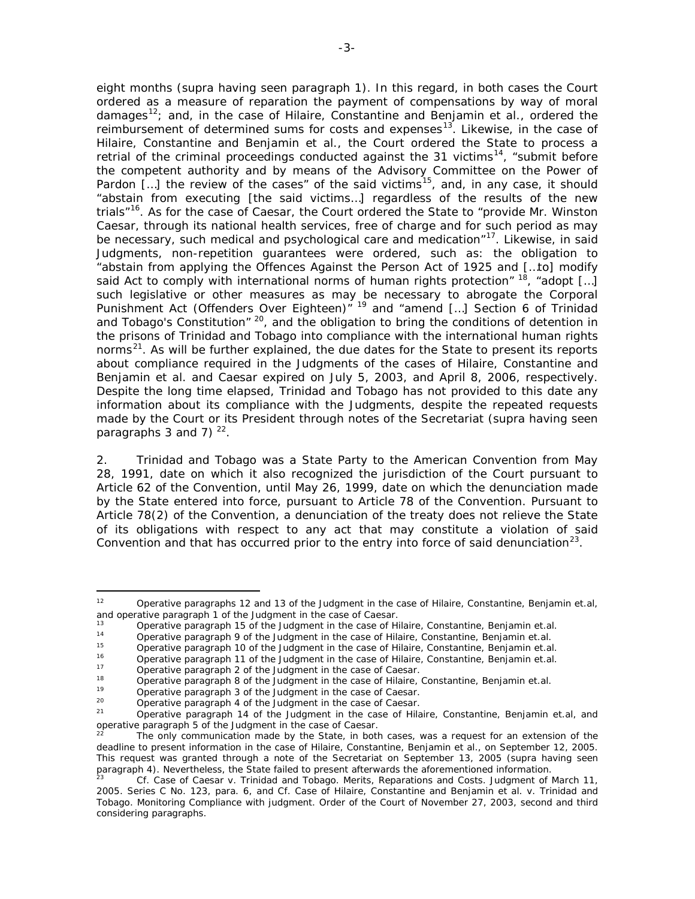eight months (supra having seen paragraph 1). In this regard, in both cases the Court ordered as a measure of reparation the payment of compensations by way of moral damages[12]; and, in the case of Hilaire, Constantine and Benjamin et al., ordered the reimbursement of determined sums for costs and expenses[13]. Likewise, in the case of Hilaire, Constantine and Benjamin et al., the Court ordered the State to process a retrial of the criminal proceedings conducted against the 31 victims[14], "submit before the competent authority and by means of the Advisory Committee on the Power of Pardon […] the review of the cases" of the said victims[15], and, in any case, it should "abstain from executing [the said victims…] regardless of the results of the new trials"[16]. As for the case of Caesar, the Court ordered the State to "provide Mr. Winston Caesar, through its national health services, free of charge and for such period as may be necessary, such medical and psychological care and medication"[17]. Likewise, in said Judgments, non-repetition guarantees were ordered, such as: the obligation to "abstain from applying the Offences Against the Person Act of 1925 and […to] modify said Act to comply with international norms of human rights protection" [18], "adopt […] such legislative or other measures as may be necessary to abrogate the Corporal Punishment Act (Offenders Over Eighteen)" [19] and "amend […] Section 6 of Trinidad and Tobago's Constitution" [20], and the obligation to bring the conditions of detention in the prisons of Trinidad and Tobago into compliance with the international human rights norms[21]. As will be further explained, the due dates for the State to present its reports about compliance required in the Judgments of the cases of Hilaire, Constantine and Benjamin et al. and Caesar expired on July 5, 2003, and April 8, 2006, respectively. Despite the long time elapsed, Trinidad and Tobago has not provided to this date any information about its compliance with the Judgments, despite the repeated requests made by the Court or its President through notes of the Secretariat (supra having seen paragraphs 3 and 7) [22].

2. Trinidad and Tobago was a State Party to the American Convention from May 28, 1991, date on which it also recognized the jurisdiction of the Court pursuant to Article 62 of the Convention, until May 26, 1999, date on which the denunciation made by the State entered into force, pursuant to Article 78 of the Convention. Pursuant to Article 78(2) of the Convention, a denunciation of the treaty does not relieve the State of its obligations with respect to any act that may constitute a violation of said Convention and that has occurred prior to the entry into force of said denunciation[23].

---

[12] Operative paragraphs 12 and 13 of the Judgment in the case of Hilaire, Constantine, Benjamin et.al, and operative paragraph 1 of the Judgment in the case of Caesar.

[13] Operative paragraph 15 of the Judgment in the case of Hilaire, Constantine, Benjamin et.al.

[14] Operative paragraph 9 of the Judgment in the case of Hilaire, Constantine, Benjamin et.al.

[15] Operative paragraph 10 of the Judgment in the case of Hilaire, Constantine, Benjamin et.al.

[16] Operative paragraph 11 of the Judgment in the case of Hilaire, Constantine, Benjamin et.al.

[17] Operative paragraph 2 of the Judgment in the case of Caesar.

[18] Operative paragraph 8 of the Judgment in the case of Hilaire, Constantine, Benjamin et.al.

[19] Operative paragraph 3 of the Judgment in the case of Caesar.

[20] Operative paragraph 4 of the Judgment in the case of Caesar.

[21] Operative paragraph 14 of the Judgment in the case of Hilaire, Constantine, Benjamin et.al, and operative paragraph 5 of the Judgment in the case of Caesar.

[22] The only communication made by the State, in both cases, was a request for an extension of the deadline to present information in the case of Hilaire, Constantine, Benjamin et al., on September 12, 2005. This request was granted through a note of the Secretariat on September 13, 2005 (supra having seen paragraph 4). Nevertheless, the State failed to present afterwards the aforementioned information.

[23] Cf. Case of Caesar v. Trinidad and Tobago. Merits, Reparations and Costs. Judgment of March 11, 2005. Series C No. 123, para. 6, and Cf. Case of Hilaire, Constantine and Benjamin et al. v. Trinidad and Tobago. Monitoring Compliance with judgment. Order of the Court of November 27, 2003, second and third considering paragraphs.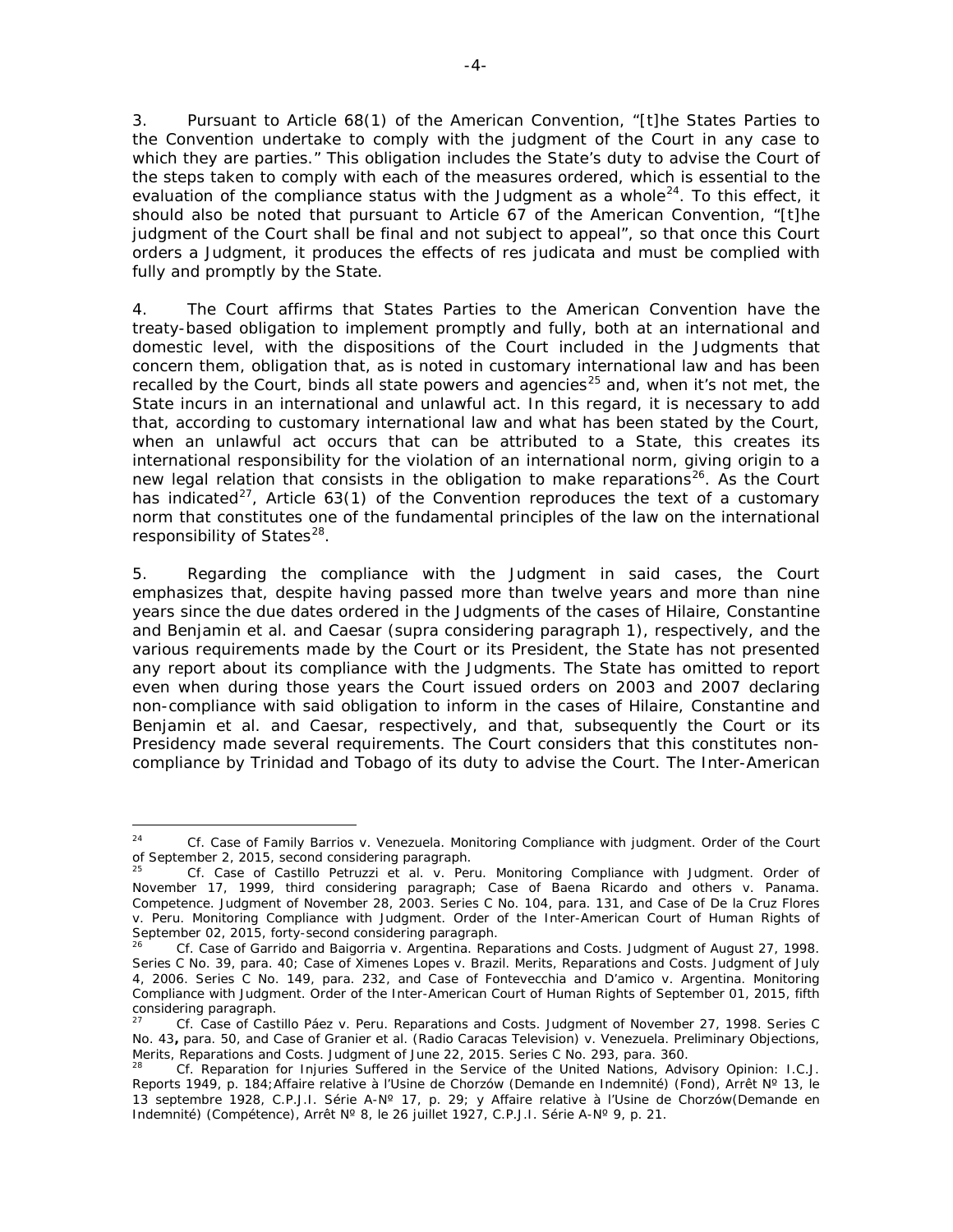3. Pursuant to Article 68(1) of the American Convention, "[t]he States Parties to the Convention undertake to comply with the judgment of the Court in any case to which they are parties." This obligation includes the State's duty to advise the Court of the steps taken to comply with each of the measures ordered, which is essential to the evaluation of the compliance status with the Judgment as a whole[24]. To this effect, it should also be noted that pursuant to Article 67 of the American Convention, "[t]he judgment of the Court shall be final and not subject to appeal", so that once this Court orders a Judgment, it produces the effects of res judicata and must be complied with fully and promptly by the State.

4. The Court affirms that States Parties to the American Convention have the treaty-based obligation to implement promptly and fully, both at an international and domestic level, with the dispositions of the Court included in the Judgments that concern them, obligation that, as is noted in customary international law and has been recalled by the Court, binds all state powers and agencies[25] and, when it's not met, the State incurs in an international and unlawful act. In this regard, it is necessary to add that, according to customary international law and what has been stated by the Court, when an unlawful act occurs that can be attributed to a State, this creates its international responsibility for the violation of an international norm, giving origin to a new legal relation that consists in the obligation to make reparations[26]. As the Court has indicated[27], Article 63(1) of the Convention reproduces the text of a customary norm that constitutes one of the fundamental principles of the law on the international responsibility of States[28].

5. Regarding the compliance with the Judgment in said cases, the Court emphasizes that, despite having passed more than twelve years and more than nine years since the due dates ordered in the Judgments of the cases of Hilaire, Constantine and Benjamin et al. and Caesar (*supra* considering paragraph 1), respectively, and the various requirements made by the Court or its President, the State has not presented any report about its compliance with the Judgments. The State has omitted to report even when during those years the Court issued orders on 2003 and 2007 declaring non-compliance with said obligation to inform in the cases of Hilaire, Constantine and Benjamin et al. and Caesar, respectively, and that, subsequently the Court or its Presidency made several requirements. The Court considers that this constitutes non-compliance by Trinidad and Tobago of its duty to advise the Court. The Inter-American

---

[24] *Cf. Case of Family Barrios v. Venezuela. Monitoring Compliance with judgment.* Order of the Court of September 2, 2015, second considering paragraph.

[25] *Cf. Case of Castillo Petruzzi et al. v. Peru. Monitoring Compliance with Judgment.* Order of November 17, 1999, third considering paragraph; *Case of Baena Ricardo and others v. Panama. Competence.* Judgment of November 28, 2003. Series C No. 104, para. 131, and *Case of De la Cruz Flores v. Peru. Monitoring Compliance with Judgment.* Order of the Inter-American Court of Human Rights of September 02, 2015, forty-second considering paragraph.

[26] *Cf. Case of Garrido and Baigorria v. Argentina. Reparations and Costs.* Judgment of August 27, 1998. Series C No. 39, para. 40; *Case of Ximenes Lopes v. Brazil. Merits, Reparations and Costs.* Judgment of July 4, 2006. Series C No. 149, para. 232, and *Case of Fontevecchia and D'amico v. Argentina. Monitoring Compliance with Judgment.* Order of the Inter-American Court of Human Rights of September 01, 2015, fifth considering paragraph.

[27] *Cf. Case of Castillo Páez v. Peru. Reparations and Costs.* Judgment of November 27, 1998. Series C No. 43**,** para. 50, and *Case of Granier et al. (Radio Caracas Television) v. Venezuela. Preliminary Objections, Merits, Reparations and Costs.* Judgment of June 22, 2015. Series C No. 293, para. 360.

[28] *Cf. Reparation for Injuries Suffered in the Service of the United Nations,* Advisory Opinion: I.C.J. Reports 1949, p. 184;*Affaire relative à l'Usine de Chorzów (Demande en Indemnité) (Fond)*, Arrêt Nº 13, le 13 septembre 1928, C.P.J.I. Série A-Nº 17, p. 29; y *Affaire relative à l'Usine de Chorzów(Demande en Indemnité) (Compétence)*, Arrêt Nº 8, le 26 juillet 1927, C.P.J.I. Série A-Nº 9, p. 21.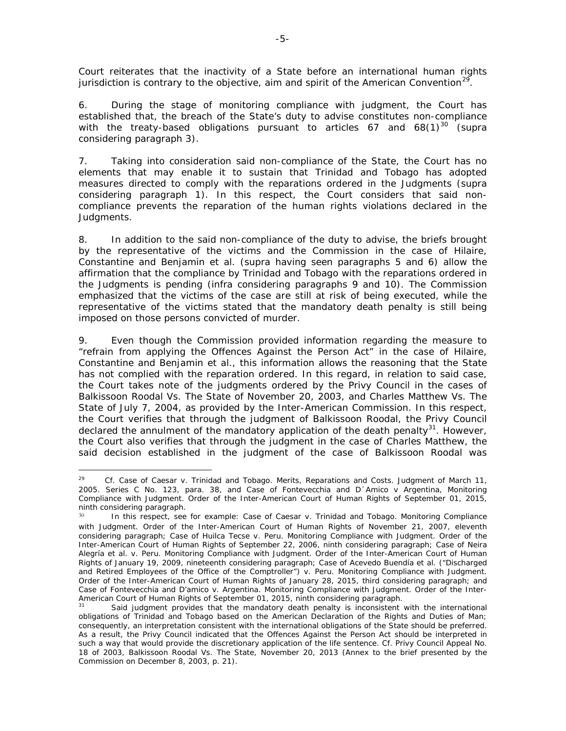Court reiterates that the inactivity of a State before an international human rights jurisdiction is contrary to the objective, aim and spirit of the American Convention[29].

6. During the stage of monitoring compliance with judgment, the Court has established that, the breach of the State's duty to advise constitutes non-compliance with the treaty-based obligations pursuant to articles 67 and 68(1)[30] (*supra* considering paragraph 3).

7. Taking into consideration said non-compliance of the State, the Court has no elements that may enable it to sustain that Trinidad and Tobago has adopted measures directed to comply with the reparations ordered in the Judgments (*supra* considering paragraph 1). In this respect, the Court considers that said non-compliance prevents the reparation of the human rights violations declared in the Judgments.

8. In addition to the said non-compliance of the duty to advise, the briefs brought by the representative of the victims and the Commission in the case of *Hilaire, Constantine and Benjamin et al.* (*supra* having seen paragraphs 5 and 6) allow the affirmation that the compliance by Trinidad and Tobago with the reparations ordered in the Judgments is pending (*infra* considering paragraphs 9 and 10). The Commission emphasized that the victims of the case are still at risk of being executed, while the representative of the victims stated that the mandatory death penalty is still being imposed on those persons convicted of murder.

9. Even though the Commission provided information regarding the measure to "refrain from applying the Offences Against the Person Act" in the case of *Hilaire, Constantine and Benjamin et al.*, this information allows the reasoning that the State has not complied with the reparation ordered. In this regard, in relation to said case, the Court takes note of the judgments ordered by the Privy Council in the cases of *Balkissoon Roodal Vs. The State* of November 20, 2003, and *Charles Matthew Vs. The State* of July 7, 2004, as provided by the Inter-American Commission. In this respect, the Court verifies that through the judgment of *Balkissoon Roodal*, the Privy Council declared the annulment of the mandatory application of the death penalty[31]. However, the Court also verifies that through the judgment in the case of *Charles Matthew*, the said decision established in the judgment of the case of *Balkissoon Roodal* was

---

[29] *Cf. Case of Caesar v. Trinidad and Tobago. Merits, Reparations and Costs.* Judgment of March 11, 2005. Series C No. 123, para. 38, and *Case of Fontevecchia and D´Amico v Argentina, Monitoring Compliance with Judgment.* Order of the Inter-American Court of Human Rights of September 01, 2015, ninth considering paragraph.

[30] In this respect, see for example: *Case of Caesar v. Trinidad and Tobago. Monitoring Compliance with Judgment.* Order of the Inter-American Court of Human Rights of November 21, 2007, eleventh considering paragraph; *Case of Huilca Tecse v. Peru. Monitoring Compliance with Judgment.* Order of the Inter-American Court of Human Rights of September 22, 2006, ninth considering paragraph; *Case of Neira Alegría et al. v. Peru. Monitoring Compliance with Judgment.* Order of the Inter-American Court of Human Rights of January 19, 2009, nineteenth considering paragraph; *Case of Acevedo Buendía et al. ("Discharged and Retired Employees of the Office of the Comptroller") v. Peru. Monitoring Compliance with Judgment.* Order of the Inter-American Court of Human Rights of January 28, 2015, third considering paragraph; and *Case of Fontevecchia and D'amico v. Argentina. Monitoring Compliance with Judgment.* Order of the Inter-American Court of Human Rights of September 01, 2015, ninth considering paragraph.

[31] Said judgment provides that the mandatory death penalty is inconsistent with the international obligations of Trinidad and Tobago based on the American Declaration of the Rights and Duties of Man; consequently, an interpretation consistent with the international obligations of the State should be preferred. As a result, the Privy Council indicated that the Offences Against the Person Act should be interpreted in such a way that would provide the discretionary application of the life sentence. *Cf.* Privy Council Appeal No. 18 of 2003, *Balkissoon Roodal Vs. The State*, November 20, 2013 (Annex to the brief presented by the Commission on December 8, 2003, p. 21).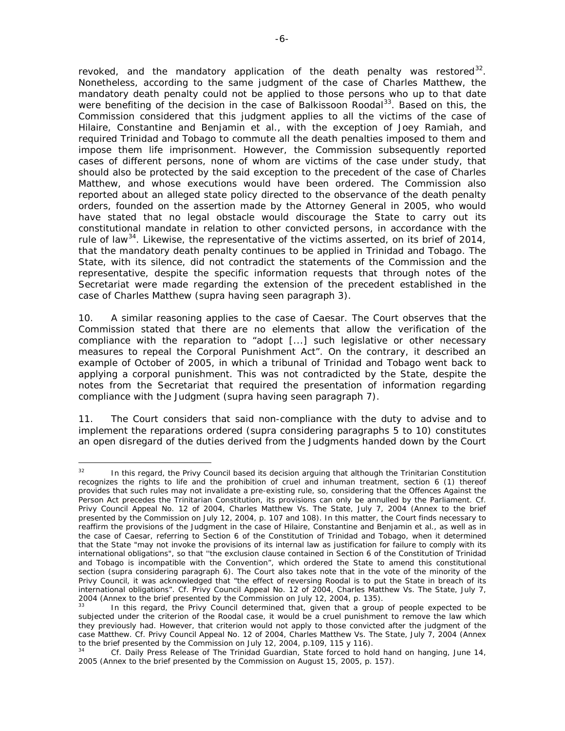revoked, and the mandatory application of the death penalty was restored[32]. Nonetheless, according to the same judgment of the case of Charles Matthew, the mandatory death penalty could not be applied to those persons who up to that date were benefiting of the decision in the case of Balkissoon Roodal[33]. Based on this, the Commission considered that this judgment applies to all the victims of the case of Hilaire, Constantine and Benjamin et al., with the exception of Joey Ramiah, and required Trinidad and Tobago to commute all the death penalties imposed to them and impose them life imprisonment. However, the Commission subsequently reported cases of different persons, none of whom are victims of the case under study, that should also be protected by the said exception to the precedent of the case of Charles Matthew, and whose executions would have been ordered. The Commission also reported about an alleged state policy directed to the observance of the death penalty orders, founded on the assertion made by the Attorney General in 2005, who would have stated that no legal obstacle would discourage the State to carry out its constitutional mandate in relation to other convicted persons, in accordance with the rule of law[34]. Likewise, the representative of the victims asserted, on its brief of 2014, that the mandatory death penalty continues to be applied in Trinidad and Tobago. The State, with its silence, did not contradict the statements of the Commission and the representative, despite the specific information requests that through notes of the Secretariat were made regarding the extension of the precedent established in the case of Charles Matthew (*supra* having seen paragraph 3).

10. A similar reasoning applies to the case of Caesar. The Court observes that the Commission stated that there are no elements that allow the verification of the compliance with the reparation to "adopt [...] such legislative or other necessary measures to repeal the Corporal Punishment Act". On the contrary, it described an example of October of 2005, in which a tribunal of Trinidad and Tobago went back to applying a corporal punishment. This was not contradicted by the State, despite the notes from the Secretariat that required the presentation of information regarding compliance with the Judgment (*supra* having seen paragraph 7).

11. The Court considers that said non-compliance with the duty to advise and to implement the reparations ordered (*supra* considering paragraphs 5 to 10) constitutes an open disregard of the duties derived from the Judgments handed down by the Court

---

[32] In this regard, the Privy Council based its decision arguing that although the Trinitarian Constitution recognizes the rights to life and the prohibition of cruel and inhuman treatment, section 6 (1) thereof provides that such rules may not invalidate a pre-existing rule, so, considering that the Offences Against the Person Act precedes the Trinitarian Constitution, its provisions can only be annulled by the Parliament. *Cf.* Privy Council Appeal No. 12 of 2004, Charles Matthew Vs. The State, July 7, 2004 (Annex to the brief presented by the Commission on July 12, 2004, p. 107 and 108). In this matter, the Court finds necessary to reaffirm the provisions of the Judgment in the case of Hilaire, Constantine and Benjamin et al., as well as in the case of Caesar, referring to Section 6 of the Constitution of Trinidad and Tobago, when it determined that the State "may not invoke the provisions of its internal law as justification for failure to comply with its international obligations", so that "the exclusion clause contained in Section 6 of the Constitution of Trinidad and Tobago is incompatible with the Convention", which ordered the State to amend this constitutional section (*supra* considering paragraph 6). The Court also takes note that in the vote of the minority of the Privy Council, it was acknowledged that "the effect of reversing Roodal is to put the State in breach of its international obligations". *Cf.* Privy Council Appeal No. 12 of 2004, Charles Matthew Vs. The State, July 7, 2004 (Annex to the brief presented by the Commission on July 12, 2004, p. 135).

[33] In this regard, the Privy Council determined that, given that a group of people expected to be subjected under the criterion of the Roodal case, it would be a cruel punishment to remove the law which they previously had. However, that criterion would not apply to those convicted after the judgment of the case Matthew. *Cf.* Privy Council Appeal No. 12 of 2004, Charles Matthew Vs. The State, July 7, 2004 (Annex to the brief presented by the Commission on July 12, 2004, p.109, 115 y 116).

[34] *Cf.* Daily Press Release of The Trinidad Guardian, State forced to hold hand on hanging, June 14, 2005 (Annex to the brief presented by the Commission on August 15, 2005, p. 157).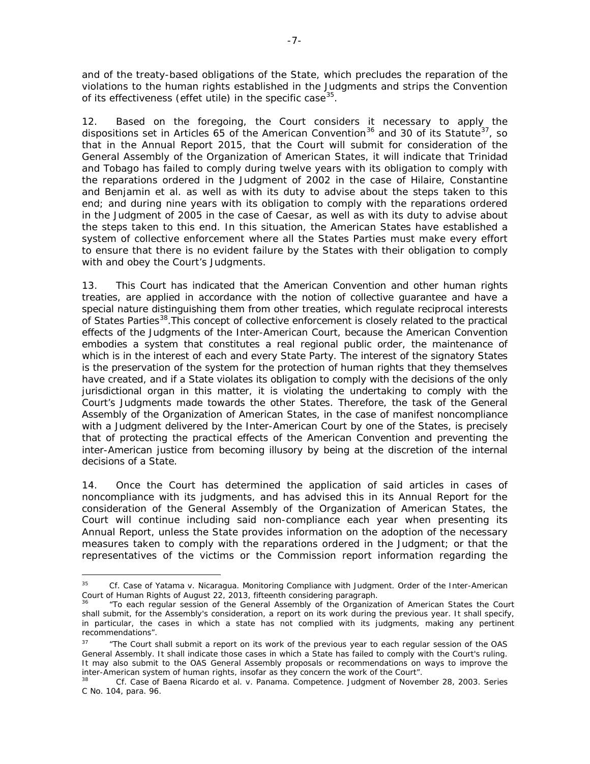and of the treaty-based obligations of the State, which precludes the reparation of the violations to the human rights established in the Judgments and strips the Convention of its effectiveness (*effet utile*) in the specific case[35].

12. Based on the foregoing, the Court considers it necessary to apply the dispositions set in Articles 65 of the American Convention[36] and 30 of its Statute[37], so that in the Annual Report 2015, that the Court will submit for consideration of the General Assembly of the Organization of American States, it will indicate that Trinidad and Tobago has failed to comply during twelve years with its obligation to comply with the reparations ordered in the Judgment of 2002 in the case of Hilaire, Constantine and Benjamin et al. as well as with its duty to advise about the steps taken to this end; and during nine years with its obligation to comply with the reparations ordered in the Judgment of 2005 in the case of Caesar, as well as with its duty to advise about the steps taken to this end. In this situation, the American States have established a system of collective enforcement where all the States Parties must make every effort to ensure that there is no evident failure by the States with their obligation to comply with and obey the Court's Judgments.

13. This Court has indicated that the American Convention and other human rights treaties, are applied in accordance with the notion of collective guarantee and have a special nature distinguishing them from other treaties, which regulate reciprocal interests of States Parties[38]. This concept of collective enforcement is closely related to the practical effects of the Judgments of the Inter-American Court, because the American Convention embodies a system that constitutes a real regional public order, the maintenance of which is in the interest of each and every State Party. The interest of the signatory States is the preservation of the system for the protection of human rights that they themselves have created, and if a State violates its obligation to comply with the decisions of the only jurisdictional organ in this matter, it is violating the undertaking to comply with the Court's Judgments made towards the other States. Therefore, the task of the General Assembly of the Organization of American States, in the case of manifest noncompliance with a Judgment delivered by the Inter-American Court by one of the States, is precisely that of protecting the practical effects of the American Convention and preventing the inter-American justice from becoming illusory by being at the discretion of the internal decisions of a State.

14. Once the Court has determined the application of said articles in cases of noncompliance with its judgments, and has advised this in its Annual Report for the consideration of the General Assembly of the Organization of American States, the Court will continue including said non-compliance each year when presenting its Annual Report, unless the State provides information on the adoption of the necessary measures taken to comply with the reparations ordered in the Judgment; or that the representatives of the victims or the Commission report information regarding the

---

[35] *Cf. Case of Yatama v. Nicaragua. Monitoring Compliance with Judgment.* Order of the Inter-American Court of Human Rights of August 22, 2013, fifteenth considering paragraph.

[36] "To each regular session of the General Assembly of the Organization of American States the Court shall submit, for the Assembly's consideration, a report on its work during the previous year. It shall specify, in particular, the cases in which a state has not complied with its judgments, making any pertinent recommendations".

[37] "The Court shall submit a report on its work of the previous year to each regular session of the OAS General Assembly. It shall indicate those cases in which a State has failed to comply with the Court's ruling. It may also submit to the OAS General Assembly proposals or recommendations on ways to improve the inter-American system of human rights, insofar as they concern the work of the Court".

[38] *Cf. Case of Baena Ricardo et al. v. Panama. Competence.* Judgment of November 28, 2003. Series C No. 104, para. 96.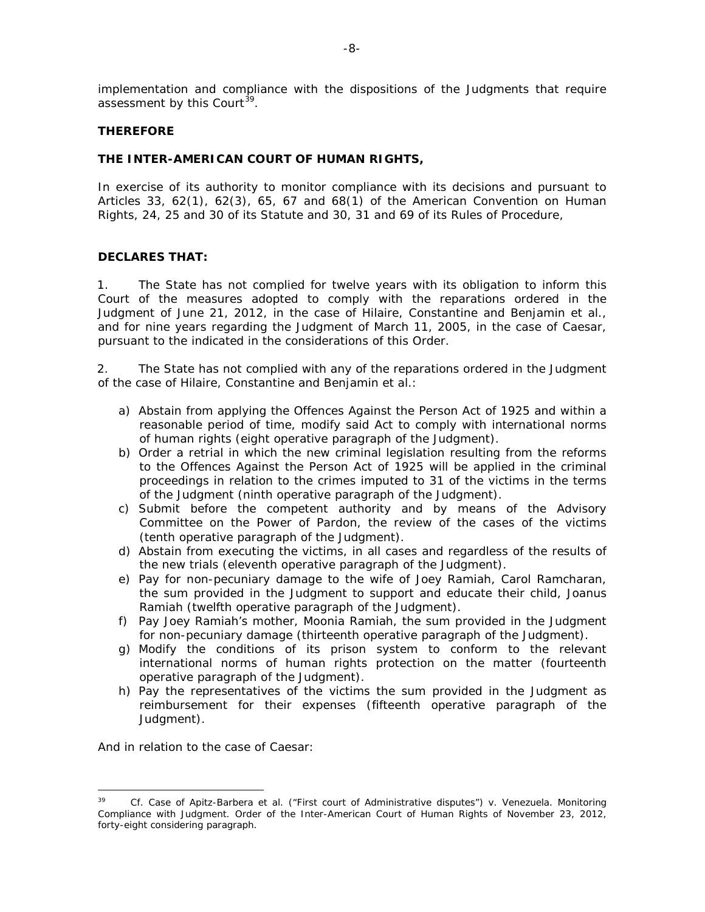implementation and compliance with the dispositions of the Judgments that require assessment by this Court[39].

**THEREFORE**

**THE INTER-AMERICAN COURT OF HUMAN RIGHTS,**

In exercise of its authority to monitor compliance with its decisions and pursuant to Articles 33, 62(1), 62(3), 65, 67 and 68(1) of the American Convention on Human Rights, 24, 25 and 30 of its Statute and 30, 31 and 69 of its Rules of Procedure,

**DECLARES THAT:**

1. The State has not complied for twelve years with its obligation to inform this Court of the measures adopted to comply with the reparations ordered in the Judgment of June 21, 2012, in the case of Hilaire, Constantine and Benjamin et al., and for nine years regarding the Judgment of March 11, 2005, in the case of Caesar, pursuant to the indicated in the considerations of this Order.

2. The State has not complied with any of the reparations ordered in the Judgment of the case of Hilaire, Constantine and Benjamin et al.:

a) Abstain from applying the Offences Against the Person Act of 1925 and within a reasonable period of time, modify said Act to comply with international norms of human rights (eight operative paragraph of the Judgment).
b) Order a retrial in which the new criminal legislation resulting from the reforms to the Offences Against the Person Act of 1925 will be applied in the criminal proceedings in relation to the crimes imputed to 31 of the victims in the terms of the Judgment (ninth operative paragraph of the Judgment).
c) Submit before the competent authority and by means of the Advisory Committee on the Power of Pardon, the review of the cases of the victims (tenth operative paragraph of the Judgment).
d) Abstain from executing the victims, in all cases and regardless of the results of the new trials (eleventh operative paragraph of the Judgment).
e) Pay for non-pecuniary damage to the wife of Joey Ramiah, Carol Ramcharan, the sum provided in the Judgment to support and educate their child, Joanus Ramiah (twelfth operative paragraph of the Judgment).
f) Pay Joey Ramiah's mother, Moonia Ramiah, the sum provided in the Judgment for non-pecuniary damage (thirteenth operative paragraph of the Judgment).
g) Modify the conditions of its prison system to conform to the relevant international norms of human rights protection on the matter (fourteenth operative paragraph of the Judgment).
h) Pay the representatives of the victims the sum provided in the Judgment as reimbursement for their expenses (fifteenth operative paragraph of the Judgment).

And in relation to the case of Caesar:

---

[39] Cf. Case of Apitz-Barbera et al. ("First court of Administrative disputes") v. Venezuela. Monitoring Compliance with Judgment. Order of the Inter-American Court of Human Rights of November 23, 2012, forty-eight considering paragraph.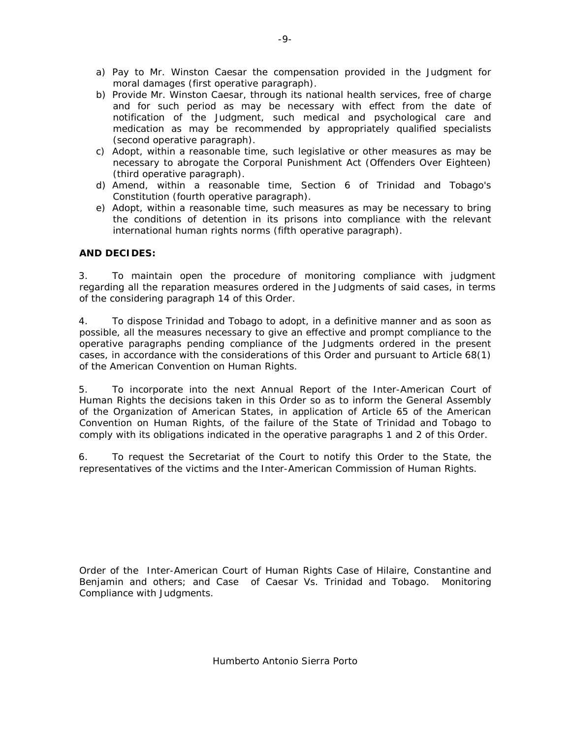a) Pay to Mr. Winston Caesar the compensation provided in the Judgment for moral damages (first operative paragraph).
b) Provide Mr. Winston Caesar, through its national health services, free of charge and for such period as may be necessary with effect from the date of notification of the Judgment, such medical and psychological care and medication as may be recommended by appropriately qualified specialists (second operative paragraph).
c) Adopt, within a reasonable time, such legislative or other measures as may be necessary to abrogate the Corporal Punishment Act (Offenders Over Eighteen) (third operative paragraph).
d) Amend, within a reasonable time, Section 6 of Trinidad and Tobago's Constitution (fourth operative paragraph).
e) Adopt, within a reasonable time, such measures as may be necessary to bring the conditions of detention in its prisons into compliance with the relevant international human rights norms (fifth operative paragraph).

**AND DECIDES:**

3. To maintain open the procedure of monitoring compliance with judgment regarding all the reparation measures ordered in the Judgments of said cases, in terms of the considering paragraph 14 of this Order.

4. To dispose Trinidad and Tobago to adopt, in a definitive manner and as soon as possible, all the measures necessary to give an effective and prompt compliance to the operative paragraphs pending compliance of the Judgments ordered in the present cases, in accordance with the considerations of this Order and pursuant to Article 68(1) of the American Convention on Human Rights.

5. To incorporate into the next Annual Report of the Inter-American Court of Human Rights the decisions taken in this Order so as to inform the General Assembly of the Organization of American States, in application of Article 65 of the American Convention on Human Rights, of the failure of the State of Trinidad and Tobago to comply with its obligations indicated in the operative paragraphs 1 and 2 of this Order.

6. To request the Secretariat of the Court to notify this Order to the State, the representatives of the victims and the Inter-American Commission of Human Rights.

Order of the Inter-American Court of Human Rights Case of Hilaire, Constantine and Benjamin and others; and Case of Caesar Vs. Trinidad and Tobago. Monitoring Compliance with Judgments.

Humberto Antonio Sierra Porto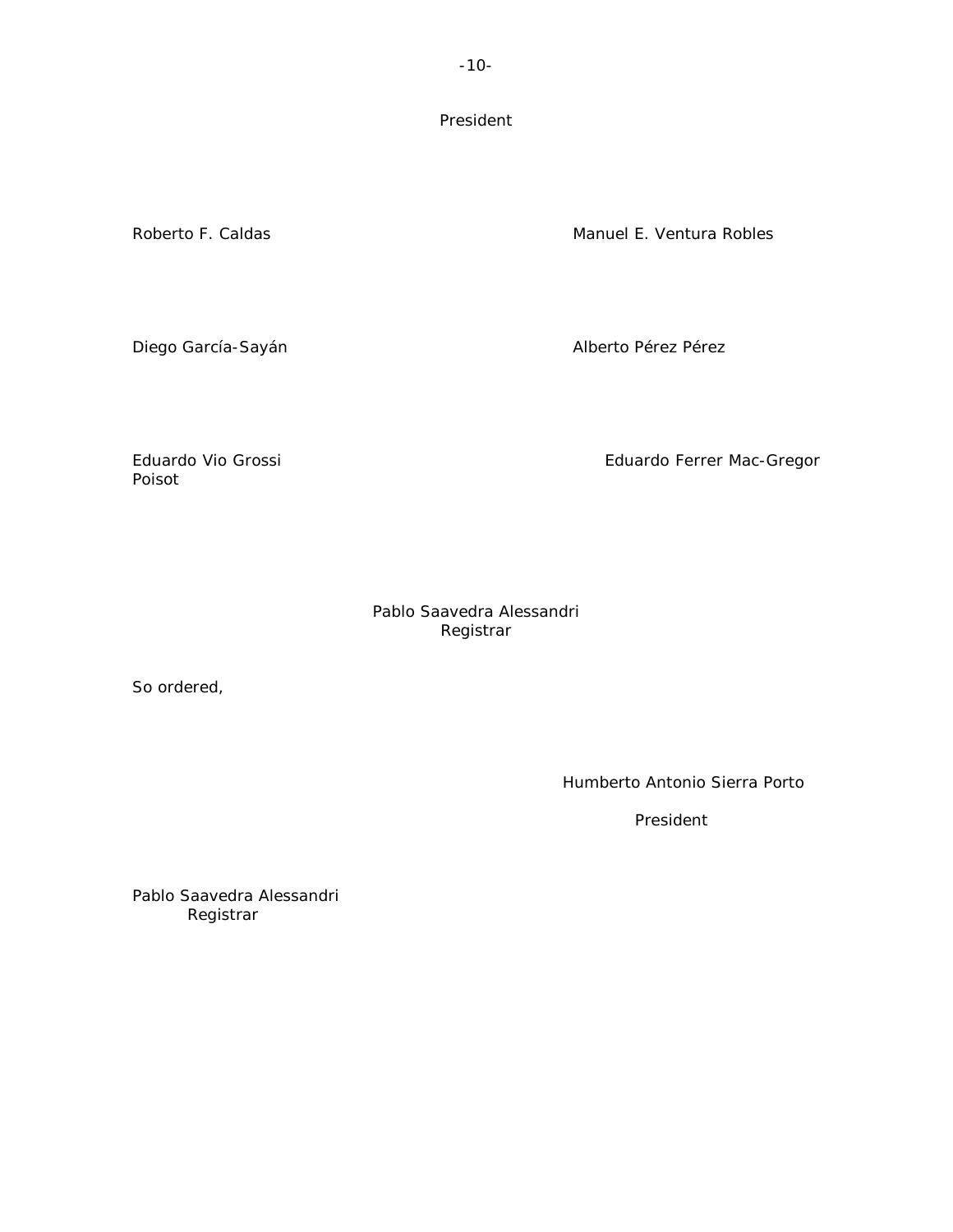President

Roberto F. Caldas

Manuel E. Ventura Robles

Diego García-Sayán

Alberto Pérez Pérez

Eduardo Vio Grossi

Eduardo Ferrer Mac-Gregor Poisot

Pablo Saavedra Alessandri
Registrar

So ordered,

Humberto Antonio Sierra Porto
President

Pablo Saavedra Alessandri
Registrar